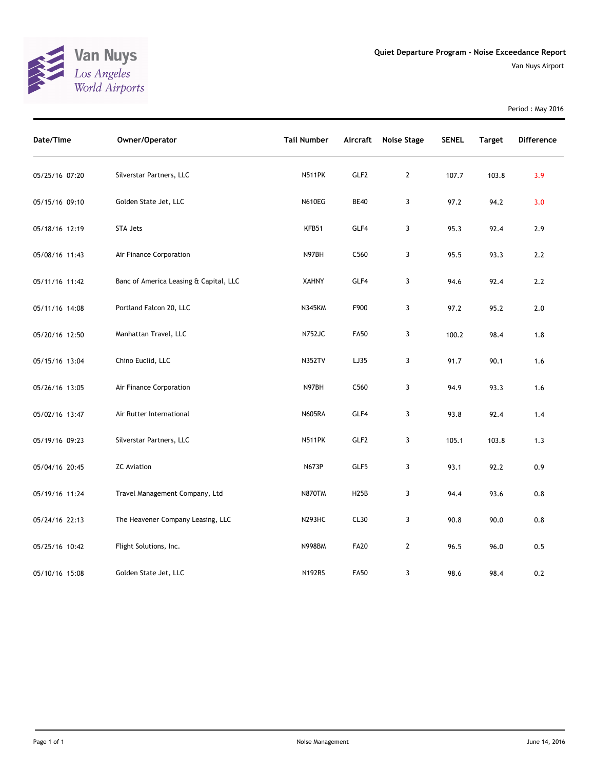Van Nuys
*Los Angeles World Airports*

# Quiet Departure Program - Noise Exceedance Report

Van Nuys Airport

Period : May 2016

| Date/Time | Owner/Operator | Tail Number | Aircraft | Noise Stage | SENEL | Target | Difference |
|---|---|---|---|---|---|---|---|
| 05/25/16 07:20 | Silverstar Partners, LLC | N511PK | GLF2 | 2 | 107.7 | 103.8 | 3.9 |
| 05/15/16 09:10 | Golden State Jet, LLC | N610EG | BE40 | 3 | 97.2 | 94.2 | 3.0 |
| 05/18/16 12:19 | STA Jets | KFB51 | GLF4 | 3 | 95.3 | 92.4 | 2.9 |
| 05/08/16 11:43 | Air Finance Corporation | N97BH | C560 | 3 | 95.5 | 93.3 | 2.2 |
| 05/11/16 11:42 | Banc of America Leasing & Capital, LLC | XAHNY | GLF4 | 3 | 94.6 | 92.4 | 2.2 |
| 05/11/16 14:08 | Portland Falcon 20, LLC | N345KM | F900 | 3 | 97.2 | 95.2 | 2.0 |
| 05/20/16 12:50 | Manhattan Travel, LLC | N752JC | FA50 | 3 | 100.2 | 98.4 | 1.8 |
| 05/15/16 13:04 | Chino Euclid, LLC | N352TV | LJ35 | 3 | 91.7 | 90.1 | 1.6 |
| 05/26/16 13:05 | Air Finance Corporation | N97BH | C560 | 3 | 94.9 | 93.3 | 1.6 |
| 05/02/16 13:47 | Air Rutter International | N605RA | GLF4 | 3 | 93.8 | 92.4 | 1.4 |
| 05/19/16 09:23 | Silverstar Partners, LLC | N511PK | GLF2 | 3 | 105.1 | 103.8 | 1.3 |
| 05/04/16 20:45 | ZC Aviation | N673P | GLF5 | 3 | 93.1 | 92.2 | 0.9 |
| 05/19/16 11:24 | Travel Management Company, Ltd | N870TM | H25B | 3 | 94.4 | 93.6 | 0.8 |
| 05/24/16 22:13 | The Heavener Company Leasing, LLC | N293HC | CL30 | 3 | 90.8 | 90.0 | 0.8 |
| 05/25/16 10:42 | Flight Solutions, Inc. | N998BM | FA20 | 2 | 96.5 | 96.0 | 0.5 |
| 05/10/16 15:08 | Golden State Jet, LLC | N192RS | FA50 | 3 | 98.6 | 98.4 | 0.2 |

Noise Management

June 14, 2016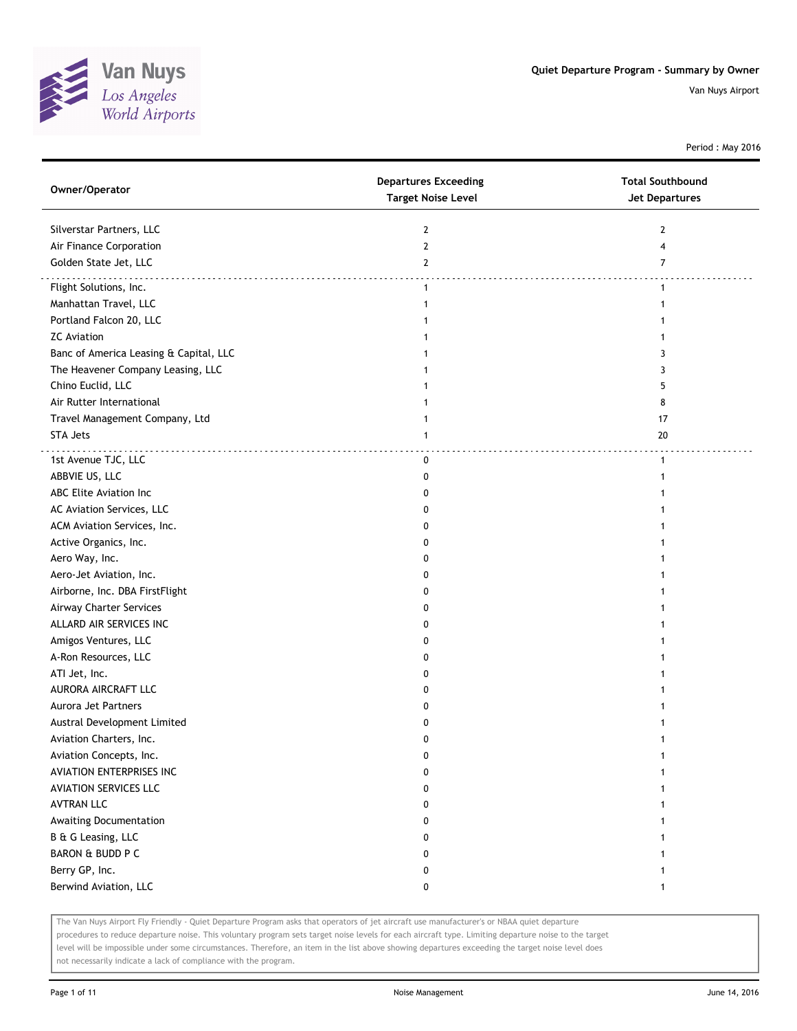Quiet Departure Program - Summary by Owner

Van Nuys Airport

Period : May 2016

| Owner/Operator | Departures Exceeding Target Noise Level | Total Southbound Jet Departures |
| --- | --- | --- |
| Silverstar Partners, LLC | 2 | 2 |
| Air Finance Corporation | 2 | 4 |
| Golden State Jet, LLC | 2 | 7 |
| Flight Solutions, Inc. | 1 | 1 |
| Manhattan Travel, LLC | 1 | 1 |
| Portland Falcon 20, LLC | 1 | 1 |
| ZC Aviation | 1 | 1 |
| Banc of America Leasing & Capital, LLC | 1 | 3 |
| The Heavener Company Leasing, LLC | 1 | 3 |
| Chino Euclid, LLC | 1 | 5 |
| Air Rutter International | 1 | 8 |
| Travel Management Company, Ltd | 1 | 17 |
| STA Jets | 1 | 20 |
| 1st Avenue TJC, LLC | 0 | 1 |
| ABBVIE US, LLC | 0 | 1 |
| ABC Elite Aviation Inc | 0 | 1 |
| AC Aviation Services, LLC | 0 | 1 |
| ACM Aviation Services, Inc. | 0 | 1 |
| Active Organics, Inc. | 0 | 1 |
| Aero Way, Inc. | 0 | 1 |
| Aero-Jet Aviation, Inc. | 0 | 1 |
| Airborne, Inc. DBA FirstFlight | 0 | 1 |
| Airway Charter Services | 0 | 1 |
| ALLARD AIR SERVICES INC | 0 | 1 |
| Amigos Ventures, LLC | 0 | 1 |
| A-Ron Resources, LLC | 0 | 1 |
| ATI Jet, Inc. | 0 | 1 |
| AURORA AIRCRAFT LLC | 0 | 1 |
| Aurora Jet Partners | 0 | 1 |
| Austral Development Limited | 0 | 1 |
| Aviation Charters, Inc. | 0 | 1 |
| Aviation Concepts, Inc. | 0 | 1 |
| AVIATION ENTERPRISES INC | 0 | 1 |
| AVIATION SERVICES LLC | 0 | 1 |
| AVTRAN LLC | 0 | 1 |
| Awaiting Documentation | 0 | 1 |
| B & G Leasing, LLC | 0 | 1 |
| BARON & BUDD P C | 0 | 1 |
| Berry GP, Inc. | 0 | 1 |
| Berwind Aviation, LLC | 0 | 1 |

The Van Nuys Airport Fly Friendly - Quiet Departure Program asks that operators of jet aircraft use manufacturer's or NBAA quiet departure procedures to reduce departure noise. This voluntary program sets target noise levels for each aircraft type. Limiting departure noise to the target level will be impossible under some circumstances. Therefore, an item in the list above showing departures exceeding the target noise level does not necessarily indicate a lack of compliance with the program.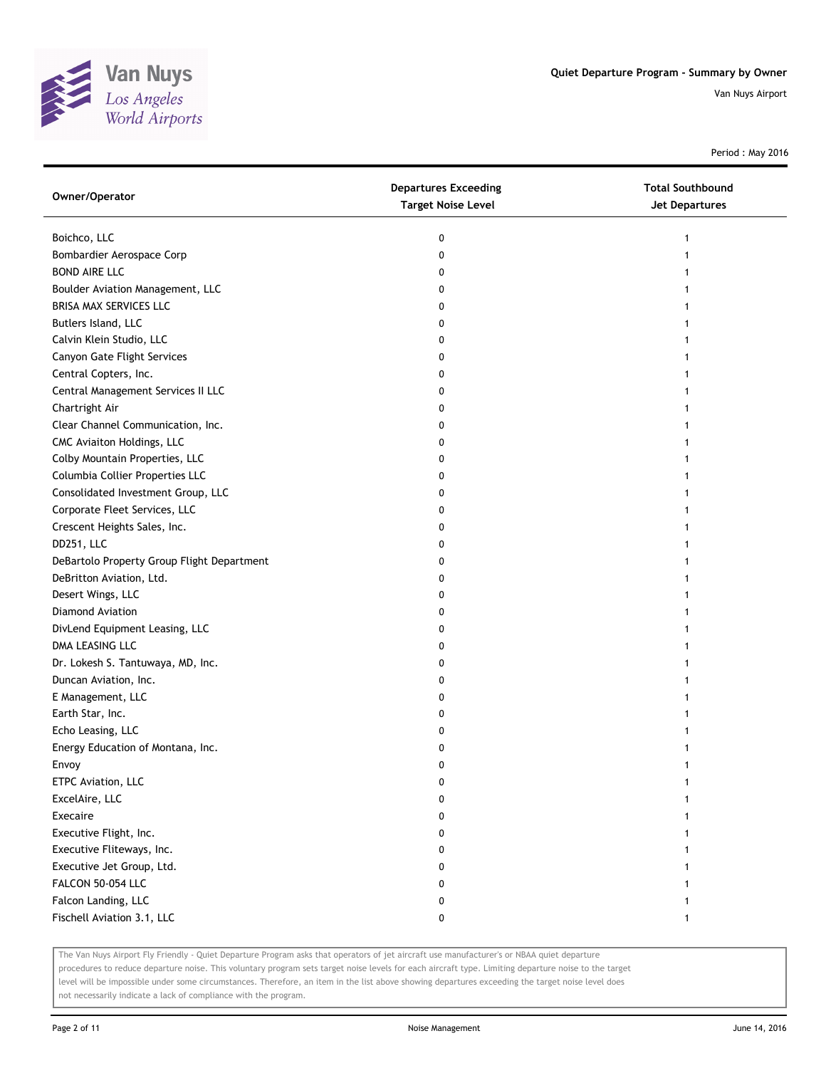Quiet Departure Program - Summary by Owner

Van Nuys Airport

Period : May 2016

| Owner/Operator | Departures Exceeding Target Noise Level | Total Southbound Jet Departures |
|---|---|---|
| Boichco, LLC | 0 | 1 |
| Bombardier Aerospace Corp | 0 | 1 |
| BOND AIRE LLC | 0 | 1 |
| Boulder Aviation Management, LLC | 0 | 1 |
| BRISA MAX SERVICES LLC | 0 | 1 |
| Butlers Island, LLC | 0 | 1 |
| Calvin Klein Studio, LLC | 0 | 1 |
| Canyon Gate Flight Services | 0 | 1 |
| Central Copters, Inc. | 0 | 1 |
| Central Management Services II LLC | 0 | 1 |
| Chartright Air | 0 | 1 |
| Clear Channel Communication, Inc. | 0 | 1 |
| CMC Aviaiton Holdings, LLC | 0 | 1 |
| Colby Mountain Properties, LLC | 0 | 1 |
| Columbia Collier Properties LLC | 0 | 1 |
| Consolidated Investment Group, LLC | 0 | 1 |
| Corporate Fleet Services, LLC | 0 | 1 |
| Crescent Heights Sales, Inc. | 0 | 1 |
| DD251, LLC | 0 | 1 |
| DeBartolo Property Group Flight Department | 0 | 1 |
| DeBritton Aviation, Ltd. | 0 | 1 |
| Desert Wings, LLC | 0 | 1 |
| Diamond Aviation | 0 | 1 |
| DivLend Equipment Leasing, LLC | 0 | 1 |
| DMA LEASING LLC | 0 | 1 |
| Dr. Lokesh S. Tantuwaya, MD, Inc. | 0 | 1 |
| Duncan Aviation, Inc. | 0 | 1 |
| E Management, LLC | 0 | 1 |
| Earth Star, Inc. | 0 | 1 |
| Echo Leasing, LLC | 0 | 1 |
| Energy Education of Montana, Inc. | 0 | 1 |
| Envoy | 0 | 1 |
| ETPC Aviation, LLC | 0 | 1 |
| ExcelAire, LLC | 0 | 1 |
| Execaire | 0 | 1 |
| Executive Flight, Inc. | 0 | 1 |
| Executive Fliteways, Inc. | 0 | 1 |
| Executive Jet Group, Ltd. | 0 | 1 |
| FALCON 50-054 LLC | 0 | 1 |
| Falcon Landing, LLC | 0 | 1 |
| Fischell Aviation 3.1, LLC | 0 | 1 |

The Van Nuys Airport Fly Friendly - Quiet Departure Program asks that operators of jet aircraft use manufacturer's or NBAA quiet departure procedures to reduce departure noise. This voluntary program sets target noise levels for each aircraft type. Limiting departure noise to the target level will be impossible under some circumstances. Therefore, an item in the list above showing departures exceeding the target noise level does not necessarily indicate a lack of compliance with the program.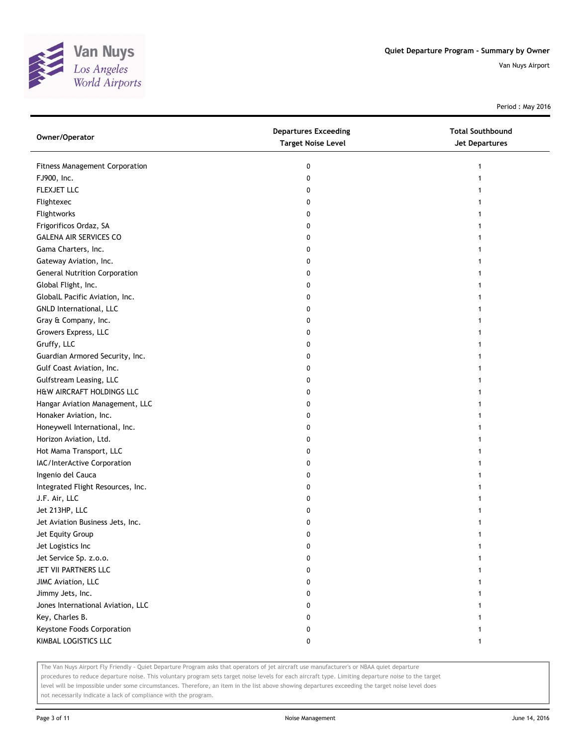# Quiet Departure Program - Summary by Owner

Van Nuys Airport

Period : May 2016

| Owner/Operator | Departures Exceeding Target Noise Level | Total Southbound Jet Departures |
|---|---|---|
| Fitness Management Corporation | 0 | 1 |
| FJ900, Inc. | 0 | 1 |
| FLEXJET LLC | 0 | 1 |
| Flightexec | 0 | 1 |
| Flightworks | 0 | 1 |
| Frigorificos Ordaz, SA | 0 | 1 |
| GALENA AIR SERVICES CO | 0 | 1 |
| Gama Charters, Inc. | 0 | 1 |
| Gateway Aviation, Inc. | 0 | 1 |
| General Nutrition Corporation | 0 | 1 |
| Global Flight, Inc. | 0 | 1 |
| GlobalL Pacific Aviation, Inc. | 0 | 1 |
| GNLD International, LLC | 0 | 1 |
| Gray & Company, Inc. | 0 | 1 |
| Growers Express, LLC | 0 | 1 |
| Gruffy, LLC | 0 | 1 |
| Guardian Armored Security, Inc. | 0 | 1 |
| Gulf Coast Aviation, Inc. | 0 | 1 |
| Gulfstream Leasing, LLC | 0 | 1 |
| H&W AIRCRAFT HOLDINGS LLC | 0 | 1 |
| Hangar Aviation Management, LLC | 0 | 1 |
| Honaker Aviation, Inc. | 0 | 1 |
| Honeywell International, Inc. | 0 | 1 |
| Horizon Aviation, Ltd. | 0 | 1 |
| Hot Mama Transport, LLC | 0 | 1 |
| IAC/InterActive Corporation | 0 | 1 |
| Ingenio del Cauca | 0 | 1 |
| Integrated Flight Resources, Inc. | 0 | 1 |
| J.F. Air, LLC | 0 | 1 |
| Jet 213HP, LLC | 0 | 1 |
| Jet Aviation Business Jets, Inc. | 0 | 1 |
| Jet Equity Group | 0 | 1 |
| Jet Logistics Inc | 0 | 1 |
| Jet Service Sp. z.o.o. | 0 | 1 |
| JET VII PARTNERS LLC | 0 | 1 |
| JIMC Aviation, LLC | 0 | 1 |
| Jimmy Jets, Inc. | 0 | 1 |
| Jones International Aviation, LLC | 0 | 1 |
| Key, Charles B. | 0 | 1 |
| Keystone Foods Corporation | 0 | 1 |
| KIMBAL LOGISTICS LLC | 0 | 1 |

The Van Nuys Airport Fly Friendly - Quiet Departure Program asks that operators of jet aircraft use manufacturer's or NBAA quiet departure procedures to reduce departure noise. This voluntary program sets target noise levels for each aircraft type. Limiting departure noise to the target level will be impossible under some circumstances. Therefore, an item in the list above showing departures exceeding the target noise level does not necessarily indicate a lack of compliance with the program.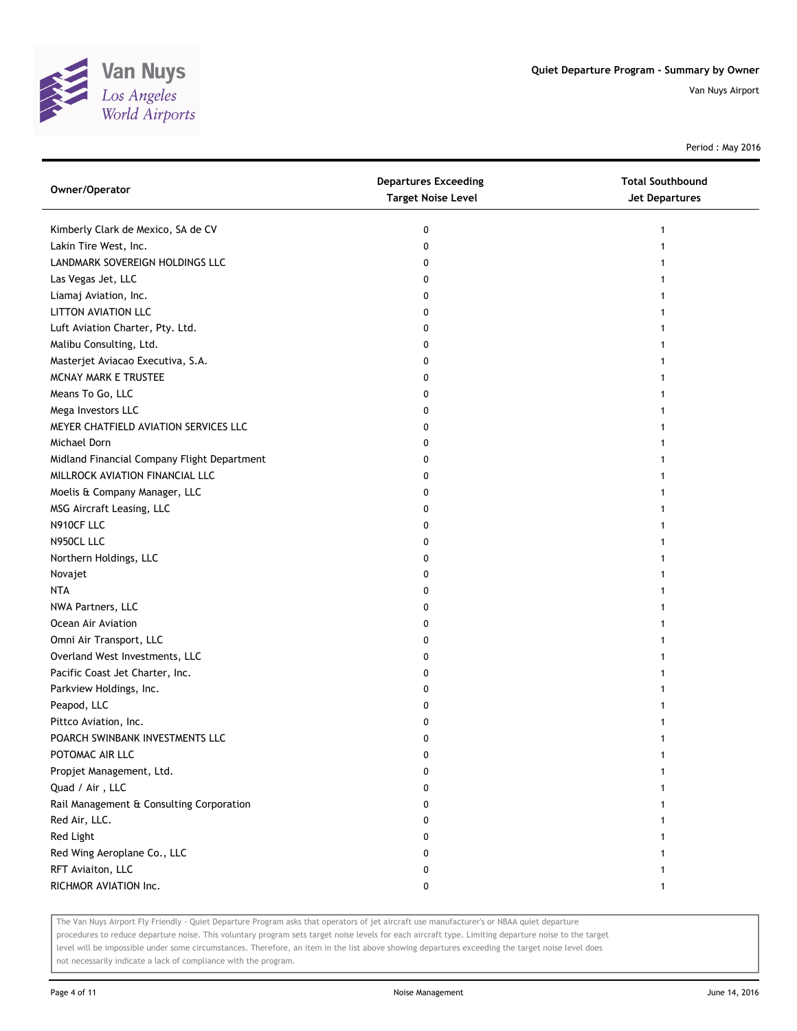# Quiet Departure Program - Summary by Owner

Van Nuys Airport

Period : May 2016

| Owner/Operator | Departures Exceeding Target Noise Level | Total Southbound Jet Departures |
|---|---|---|
| Kimberly Clark de Mexico, SA de CV | 0 | 1 |
| Lakin Tire West, Inc. | 0 | 1 |
| LANDMARK SOVEREIGN HOLDINGS LLC | 0 | 1 |
| Las Vegas Jet, LLC | 0 | 1 |
| Liamaj Aviation, Inc. | 0 | 1 |
| LITTON AVIATION LLC | 0 | 1 |
| Luft Aviation Charter, Pty. Ltd. | 0 | 1 |
| Malibu Consulting, Ltd. | 0 | 1 |
| Masterjet Aviacao Executiva, S.A. | 0 | 1 |
| MCNAY MARK E TRUSTEE | 0 | 1 |
| Means To Go, LLC | 0 | 1 |
| Mega Investors LLC | 0 | 1 |
| MEYER CHATFIELD AVIATION SERVICES LLC | 0 | 1 |
| Michael Dorn | 0 | 1 |
| Midland Financial Company Flight Department | 0 | 1 |
| MILLROCK AVIATION FINANCIAL LLC | 0 | 1 |
| Moelis & Company Manager, LLC | 0 | 1 |
| MSG Aircraft Leasing, LLC | 0 | 1 |
| N910CF LLC | 0 | 1 |
| N950CL LLC | 0 | 1 |
| Northern Holdings, LLC | 0 | 1 |
| Novajet | 0 | 1 |
| NTA | 0 | 1 |
| NWA Partners, LLC | 0 | 1 |
| Ocean Air Aviation | 0 | 1 |
| Omni Air Transport, LLC | 0 | 1 |
| Overland West Investments, LLC | 0 | 1 |
| Pacific Coast Jet Charter, Inc. | 0 | 1 |
| Parkview Holdings, Inc. | 0 | 1 |
| Peapod, LLC | 0 | 1 |
| Pittco Aviation, Inc. | 0 | 1 |
| POARCH SWINBANK INVESTMENTS LLC | 0 | 1 |
| POTOMAC AIR LLC | 0 | 1 |
| Propjet Management, Ltd. | 0 | 1 |
| Quad / Air , LLC | 0 | 1 |
| Rail Management & Consulting Corporation | 0 | 1 |
| Red Air, LLC. | 0 | 1 |
| Red Light | 0 | 1 |
| Red Wing Aeroplane Co., LLC | 0 | 1 |
| RFT Aviaiton, LLC | 0 | 1 |
| RICHMOR AVIATION Inc. | 0 | 1 |

The Van Nuys Airport Fly Friendly - Quiet Departure Program asks that operators of jet aircraft use manufacturer's or NBAA quiet departure procedures to reduce departure noise. This voluntary program sets target noise levels for each aircraft type. Limiting departure noise to the target level will be impossible under some circumstances. Therefore, an item in the list above showing departures exceeding the target noise level does not necessarily indicate a lack of compliance with the program.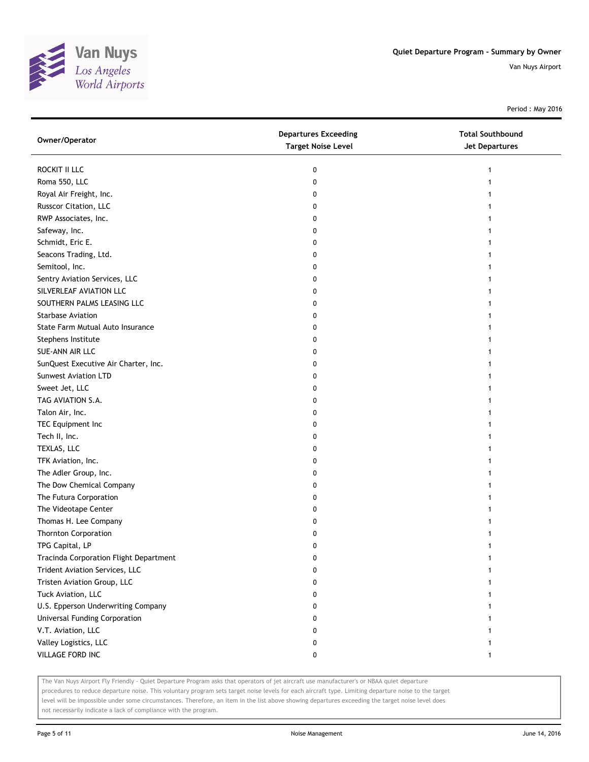# Quiet Departure Program - Summary by Owner

Van Nuys Airport

Period : May 2016

| Owner/Operator | Departures Exceeding Target Noise Level | Total Southbound Jet Departures |
|---|---|---|
| ROCKIT II LLC | 0 | 1 |
| Roma 550, LLC | 0 | 1 |
| Royal Air Freight, Inc. | 0 | 1 |
| Russcor Citation, LLC | 0 | 1 |
| RWP Associates, Inc. | 0 | 1 |
| Safeway, Inc. | 0 | 1 |
| Schmidt, Eric E. | 0 | 1 |
| Seacons Trading, Ltd. | 0 | 1 |
| Semitool, Inc. | 0 | 1 |
| Sentry Aviation Services, LLC | 0 | 1 |
| SILVERLEAF AVIATION LLC | 0 | 1 |
| SOUTHERN PALMS LEASING LLC | 0 | 1 |
| Starbase Aviation | 0 | 1 |
| State Farm Mutual Auto Insurance | 0 | 1 |
| Stephens Institute | 0 | 1 |
| SUE-ANN AIR LLC | 0 | 1 |
| SunQuest Executive Air Charter, Inc. | 0 | 1 |
| Sunwest Aviation LTD | 0 | 1 |
| Sweet Jet, LLC | 0 | 1 |
| TAG AVIATION S.A. | 0 | 1 |
| Talon Air, Inc. | 0 | 1 |
| TEC Equipment Inc | 0 | 1 |
| Tech II, Inc. | 0 | 1 |
| TEXLAS, LLC | 0 | 1 |
| TFK Aviation, Inc. | 0 | 1 |
| The Adler Group, Inc. | 0 | 1 |
| The Dow Chemical Company | 0 | 1 |
| The Futura Corporation | 0 | 1 |
| The Videotape Center | 0 | 1 |
| Thomas H. Lee Company | 0 | 1 |
| Thornton Corporation | 0 | 1 |
| TPG Capital, LP | 0 | 1 |
| Tracinda Corporation Flight Department | 0 | 1 |
| Trident Aviation Services, LLC | 0 | 1 |
| Tristen Aviation Group, LLC | 0 | 1 |
| Tuck Aviation, LLC | 0 | 1 |
| U.S. Epperson Underwriting Company | 0 | 1 |
| Universal Funding Corporation | 0 | 1 |
| V.T. Aviation, LLC | 0 | 1 |
| Valley Logistics, LLC | 0 | 1 |
| VILLAGE FORD INC | 0 | 1 |

The Van Nuys Airport Fly Friendly - Quiet Departure Program asks that operators of jet aircraft use manufacturer's or NBAA quiet departure procedures to reduce departure noise. This voluntary program sets target noise levels for each aircraft type. Limiting departure noise to the target level will be impossible under some circumstances. Therefore, an item in the list above showing departures exceeding the target noise level does not necessarily indicate a lack of compliance with the program.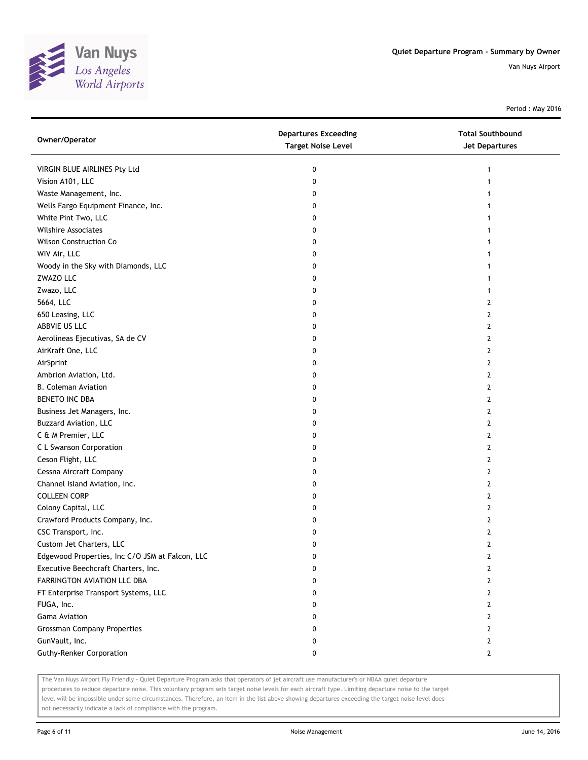Quiet Departure Program - Summary by Owner

Van Nuys Airport

Period : May 2016

| Owner/Operator | Departures Exceeding Target Noise Level | Total Southbound Jet Departures |
|---|---|---|
| VIRGIN BLUE AIRLINES Pty Ltd | 0 | 1 |
| Vision A101, LLC | 0 | 1 |
| Waste Management, Inc. | 0 | 1 |
| Wells Fargo Equipment Finance, Inc. | 0 | 1 |
| White Pint Two, LLC | 0 | 1 |
| Wilshire Associates | 0 | 1 |
| Wilson Construction Co | 0 | 1 |
| WIV Air, LLC | 0 | 1 |
| Woody in the Sky with Diamonds, LLC | 0 | 1 |
| ZWAZO LLC | 0 | 1 |
| Zwazo, LLC | 0 | 1 |
| 5664, LLC | 0 | 2 |
| 650 Leasing, LLC | 0 | 2 |
| ABBVIE US LLC | 0 | 2 |
| Aerolineas Ejecutivas, SA de CV | 0 | 2 |
| AirKraft One, LLC | 0 | 2 |
| AirSprint | 0 | 2 |
| Ambrion Aviation, Ltd. | 0 | 2 |
| B. Coleman Aviation | 0 | 2 |
| BENETO INC DBA | 0 | 2 |
| Business Jet Managers, Inc. | 0 | 2 |
| Buzzard Aviation, LLC | 0 | 2 |
| C & M Premier, LLC | 0 | 2 |
| C L Swanson Corporation | 0 | 2 |
| Ceson Flight, LLC | 0 | 2 |
| Cessna Aircraft Company | 0 | 2 |
| Channel Island Aviation, Inc. | 0 | 2 |
| COLLEEN CORP | 0 | 2 |
| Colony Capital, LLC | 0 | 2 |
| Crawford Products Company, Inc. | 0 | 2 |
| CSC Transport, Inc. | 0 | 2 |
| Custom Jet Charters, LLC | 0 | 2 |
| Edgewood Properties, Inc C/O JSM at Falcon, LLC | 0 | 2 |
| Executive Beechcraft Charters, Inc. | 0 | 2 |
| FARRINGTON AVIATION LLC DBA | 0 | 2 |
| FT Enterprise Transport Systems, LLC | 0 | 2 |
| FUGA, Inc. | 0 | 2 |
| Gama Aviation | 0 | 2 |
| Grossman Company Properties | 0 | 2 |
| GunVault, Inc. | 0 | 2 |
| Guthy-Renker Corporation | 0 | 2 |

The Van Nuys Airport Fly Friendly - Quiet Departure Program asks that operators of jet aircraft use manufacturer's or NBAA quiet departure procedures to reduce departure noise. This voluntary program sets target noise levels for each aircraft type. Limiting departure noise to the target level will be impossible under some circumstances. Therefore, an item in the list above showing departures exceeding the target noise level does not necessarily indicate a lack of compliance with the program.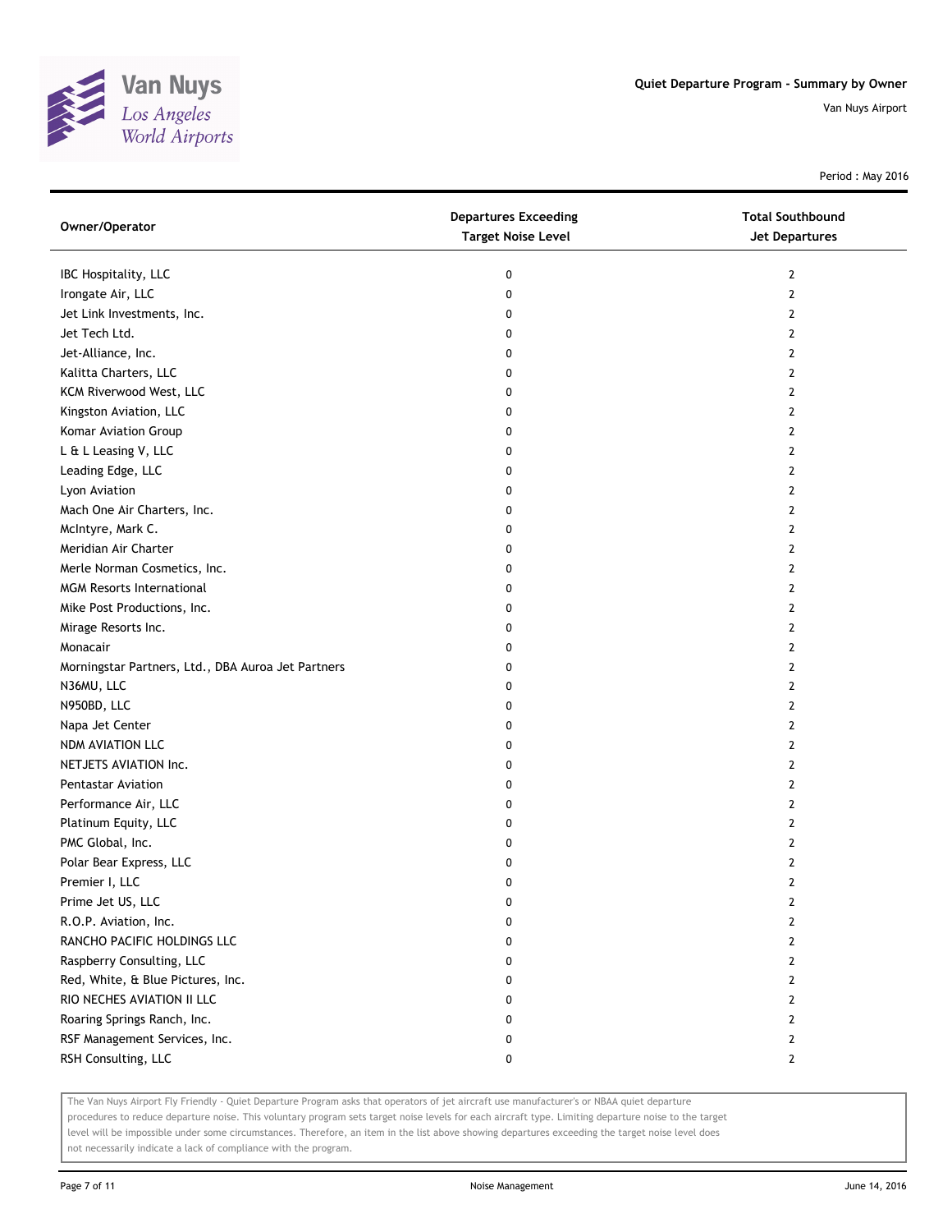# Quiet Departure Program - Summary by Owner

Van Nuys Airport

Period : May 2016

| Owner/Operator | Departures Exceeding Target Noise Level | Total Southbound Jet Departures |
|---|---|---|
| IBC Hospitality, LLC | 0 | 2 |
| Irongate Air, LLC | 0 | 2 |
| Jet Link Investments, Inc. | 0 | 2 |
| Jet Tech Ltd. | 0 | 2 |
| Jet-Alliance, Inc. | 0 | 2 |
| Kalitta Charters, LLC | 0 | 2 |
| KCM Riverwood West, LLC | 0 | 2 |
| Kingston Aviation, LLC | 0 | 2 |
| Komar Aviation Group | 0 | 2 |
| L & L Leasing V, LLC | 0 | 2 |
| Leading Edge, LLC | 0 | 2 |
| Lyon Aviation | 0 | 2 |
| Mach One Air Charters, Inc. | 0 | 2 |
| McIntyre, Mark C. | 0 | 2 |
| Meridian Air Charter | 0 | 2 |
| Merle Norman Cosmetics, Inc. | 0 | 2 |
| MGM Resorts International | 0 | 2 |
| Mike Post Productions, Inc. | 0 | 2 |
| Mirage Resorts Inc. | 0 | 2 |
| Monacair | 0 | 2 |
| Morningstar Partners, Ltd., DBA Auroa Jet Partners | 0 | 2 |
| N36MU, LLC | 0 | 2 |
| N950BD, LLC | 0 | 2 |
| Napa Jet Center | 0 | 2 |
| NDM AVIATION LLC | 0 | 2 |
| NETJETS AVIATION Inc. | 0 | 2 |
| Pentastar Aviation | 0 | 2 |
| Performance Air, LLC | 0 | 2 |
| Platinum Equity, LLC | 0 | 2 |
| PMC Global, Inc. | 0 | 2 |
| Polar Bear Express, LLC | 0 | 2 |
| Premier I, LLC | 0 | 2 |
| Prime Jet US, LLC | 0 | 2 |
| R.O.P. Aviation, Inc. | 0 | 2 |
| RANCHO PACIFIC HOLDINGS LLC | 0 | 2 |
| Raspberry Consulting, LLC | 0 | 2 |
| Red, White, & Blue Pictures, Inc. | 0 | 2 |
| RIO NECHES AVIATION II LLC | 0 | 2 |
| Roaring Springs Ranch, Inc. | 0 | 2 |
| RSF Management Services, Inc. | 0 | 2 |
| RSH Consulting, LLC | 0 | 2 |

The Van Nuys Airport Fly Friendly - Quiet Departure Program asks that operators of jet aircraft use manufacturer's or NBAA quiet departure procedures to reduce departure noise. This voluntary program sets target noise levels for each aircraft type. Limiting departure noise to the target level will be impossible under some circumstances. Therefore, an item in the list above showing departures exceeding the target noise level does not necessarily indicate a lack of compliance with the program.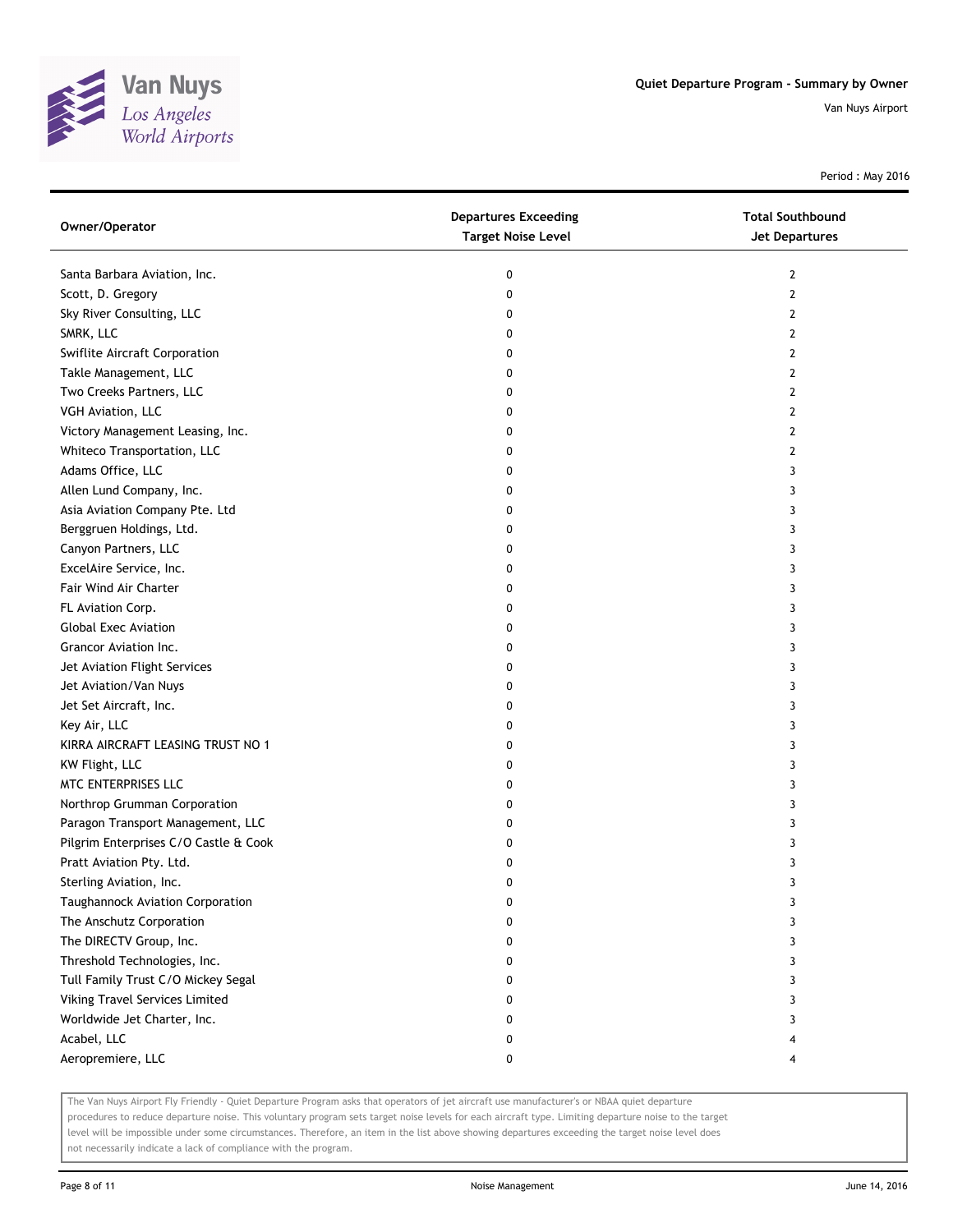Quiet Departure Program - Summary by Owner

Van Nuys Airport

Period : May 2016

| Owner/Operator | Departures Exceeding Target Noise Level | Total Southbound Jet Departures |
|---|---|---|
| Santa Barbara Aviation, Inc. | 0 | 2 |
| Scott, D. Gregory | 0 | 2 |
| Sky River Consulting, LLC | 0 | 2 |
| SMRK, LLC | 0 | 2 |
| Swiflite Aircraft Corporation | 0 | 2 |
| Takle Management, LLC | 0 | 2 |
| Two Creeks Partners, LLC | 0 | 2 |
| VGH Aviation, LLC | 0 | 2 |
| Victory Management Leasing, Inc. | 0 | 2 |
| Whiteco Transportation, LLC | 0 | 2 |
| Adams Office, LLC | 0 | 3 |
| Allen Lund Company, Inc. | 0 | 3 |
| Asia Aviation Company Pte. Ltd | 0 | 3 |
| Berggruen Holdings, Ltd. | 0 | 3 |
| Canyon Partners, LLC | 0 | 3 |
| ExcelAire Service, Inc. | 0 | 3 |
| Fair Wind Air Charter | 0 | 3 |
| FL Aviation Corp. | 0 | 3 |
| Global Exec Aviation | 0 | 3 |
| Grancor Aviation Inc. | 0 | 3 |
| Jet Aviation Flight Services | 0 | 3 |
| Jet Aviation/Van Nuys | 0 | 3 |
| Jet Set Aircraft, Inc. | 0 | 3 |
| Key Air, LLC | 0 | 3 |
| KIRRA AIRCRAFT LEASING TRUST NO 1 | 0 | 3 |
| KW Flight, LLC | 0 | 3 |
| MTC ENTERPRISES LLC | 0 | 3 |
| Northrop Grumman Corporation | 0 | 3 |
| Paragon Transport Management, LLC | 0 | 3 |
| Pilgrim Enterprises C/O Castle & Cook | 0 | 3 |
| Pratt Aviation Pty. Ltd. | 0 | 3 |
| Sterling Aviation, Inc. | 0 | 3 |
| Taughannock Aviation Corporation | 0 | 3 |
| The Anschutz Corporation | 0 | 3 |
| The DIRECTV Group, Inc. | 0 | 3 |
| Threshold Technologies, Inc. | 0 | 3 |
| Tull Family Trust C/O Mickey Segal | 0 | 3 |
| Viking Travel Services Limited | 0 | 3 |
| Worldwide Jet Charter, Inc. | 0 | 3 |
| Acabel, LLC | 0 | 4 |
| Aeropremiere, LLC | 0 | 4 |

The Van Nuys Airport Fly Friendly - Quiet Departure Program asks that operators of jet aircraft use manufacturer's or NBAA quiet departure procedures to reduce departure noise. This voluntary program sets target noise levels for each aircraft type. Limiting departure noise to the target level will be impossible under some circumstances. Therefore, an item in the list above showing departures exceeding the target noise level does not necessarily indicate a lack of compliance with the program.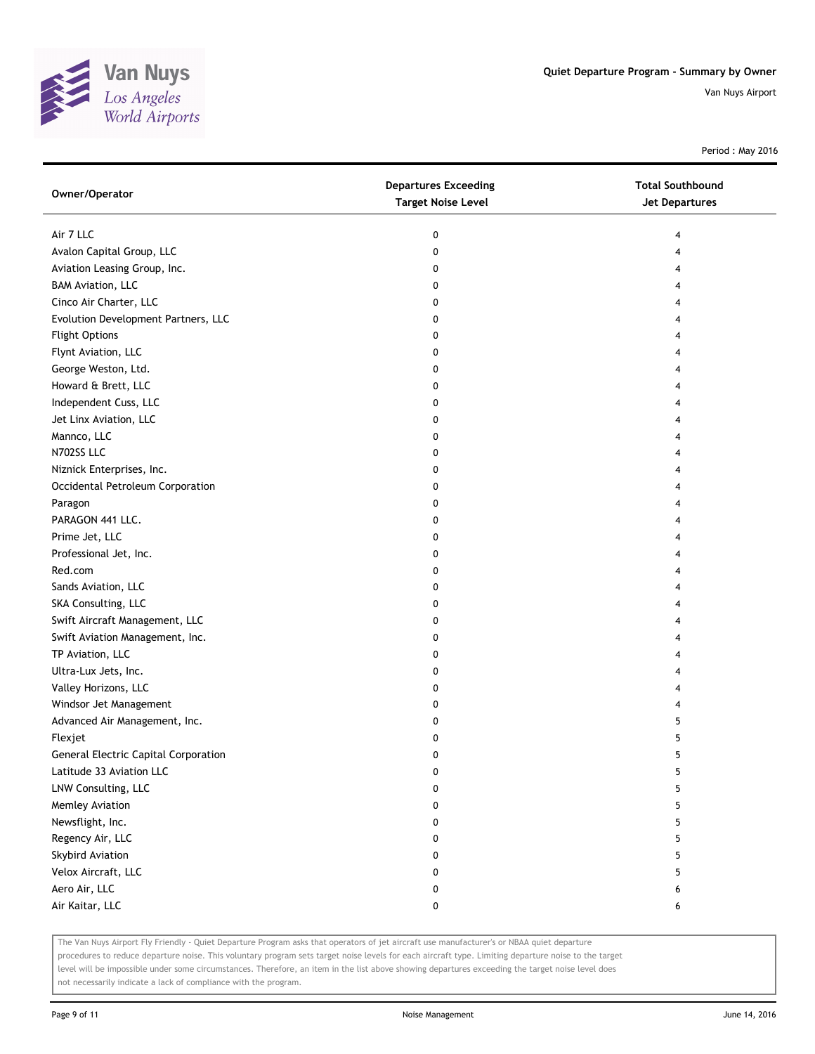Van Nuys
Los Angeles
World Airports

**Quiet Departure Program - Summary by Owner**

Van Nuys Airport

Period : May 2016

| Owner/Operator | Departures Exceeding Target Noise Level | Total Southbound Jet Departures |
|---|---|---|
| Air 7 LLC | 0 | 4 |
| Avalon Capital Group, LLC | 0 | 4 |
| Aviation Leasing Group, Inc. | 0 | 4 |
| BAM Aviation, LLC | 0 | 4 |
| Cinco Air Charter, LLC | 0 | 4 |
| Evolution Development Partners, LLC | 0 | 4 |
| Flight Options | 0 | 4 |
| Flynt Aviation, LLC | 0 | 4 |
| George Weston, Ltd. | 0 | 4 |
| Howard & Brett, LLC | 0 | 4 |
| Independent Cuss, LLC | 0 | 4 |
| Jet Linx Aviation, LLC | 0 | 4 |
| Mannco, LLC | 0 | 4 |
| N702SS LLC | 0 | 4 |
| Niznick Enterprises, Inc. | 0 | 4 |
| Occidental Petroleum Corporation | 0 | 4 |
| Paragon | 0 | 4 |
| PARAGON 441 LLC. | 0 | 4 |
| Prime Jet, LLC | 0 | 4 |
| Professional Jet, Inc. | 0 | 4 |
| Red.com | 0 | 4 |
| Sands Aviation, LLC | 0 | 4 |
| SKA Consulting, LLC | 0 | 4 |
| Swift Aircraft Management, LLC | 0 | 4 |
| Swift Aviation Management, Inc. | 0 | 4 |
| TP Aviation, LLC | 0 | 4 |
| Ultra-Lux Jets, Inc. | 0 | 4 |
| Valley Horizons, LLC | 0 | 4 |
| Windsor Jet Management | 0 | 4 |
| Advanced Air Management, Inc. | 0 | 5 |
| Flexjet | 0 | 5 |
| General Electric Capital Corporation | 0 | 5 |
| Latitude 33 Aviation LLC | 0 | 5 |
| LNW Consulting, LLC | 0 | 5 |
| Memley Aviation | 0 | 5 |
| Newsflight, Inc. | 0 | 5 |
| Regency Air, LLC | 0 | 5 |
| Skybird Aviation | 0 | 5 |
| Velox Aircraft, LLC | 0 | 5 |
| Aero Air, LLC | 0 | 6 |
| Air Kaitar, LLC | 0 | 6 |

The Van Nuys Airport Fly Friendly - Quiet Departure Program asks that operators of jet aircraft use manufacturer's or NBAA quiet departure procedures to reduce departure noise. This voluntary program sets target noise levels for each aircraft type. Limiting departure noise to the target level will be impossible under some circumstances. Therefore, an item in the list above showing departures exceeding the target noise level does not necessarily indicate a lack of compliance with the program.

Noise Management

June 14, 2016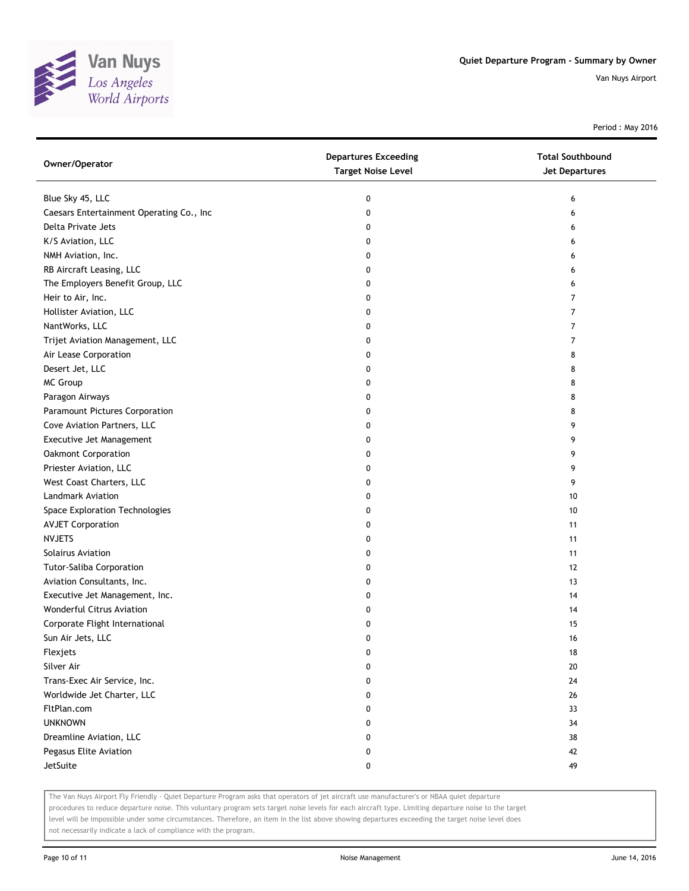| Owner/Operator | Departures Exceeding Target Noise Level | Total Southbound Jet Departures |
|---|---|---|
| Blue Sky 45, LLC | 0 | 6 |
| Caesars Entertainment Operating Co., Inc | 0 | 6 |
| Delta Private Jets | 0 | 6 |
| K/S Aviation, LLC | 0 | 6 |
| NMH Aviation, Inc. | 0 | 6 |
| RB Aircraft Leasing, LLC | 0 | 6 |
| The Employers Benefit Group, LLC | 0 | 6 |
| Heir to Air, Inc. | 0 | 7 |
| Hollister Aviation, LLC | 0 | 7 |
| NantWorks, LLC | 0 | 7 |
| Trijet Aviation Management, LLC | 0 | 7 |
| Air Lease Corporation | 0 | 8 |
| Desert Jet, LLC | 0 | 8 |
| MC Group | 0 | 8 |
| Paragon Airways | 0 | 8 |
| Paramount Pictures Corporation | 0 | 8 |
| Cove Aviation Partners, LLC | 0 | 9 |
| Executive Jet Management | 0 | 9 |
| Oakmont Corporation | 0 | 9 |
| Priester Aviation, LLC | 0 | 9 |
| West Coast Charters, LLC | 0 | 9 |
| Landmark Aviation | 0 | 10 |
| Space Exploration Technologies | 0 | 10 |
| AVJET Corporation | 0 | 11 |
| NVJETS | 0 | 11 |
| Solairus Aviation | 0 | 11 |
| Tutor-Saliba Corporation | 0 | 12 |
| Aviation Consultants, Inc. | 0 | 13 |
| Executive Jet Management, Inc. | 0 | 14 |
| Wonderful Citrus Aviation | 0 | 14 |
| Corporate Flight International | 0 | 15 |
| Sun Air Jets, LLC | 0 | 16 |
| Flexjets | 0 | 18 |
| Silver Air | 0 | 20 |
| Trans-Exec Air Service, Inc. | 0 | 24 |
| Worldwide Jet Charter, LLC | 0 | 26 |
| FltPlan.com | 0 | 33 |
| UNKNOWN | 0 | 34 |
| Dreamline Aviation, LLC | 0 | 38 |
| Pegasus Elite Aviation | 0 | 42 |
| JetSuite | 0 | 49 |

The Van Nuys Airport Fly Friendly - Quiet Departure Program asks that operators of jet aircraft use manufacturer's or NBAA quiet departure procedures to reduce departure noise. This voluntary program sets target noise levels for each aircraft type. Limiting departure noise to the target level will be impossible under some circumstances. Therefore, an item in the list above showing departures exceeding the target noise level does not necessarily indicate a lack of compliance with the program.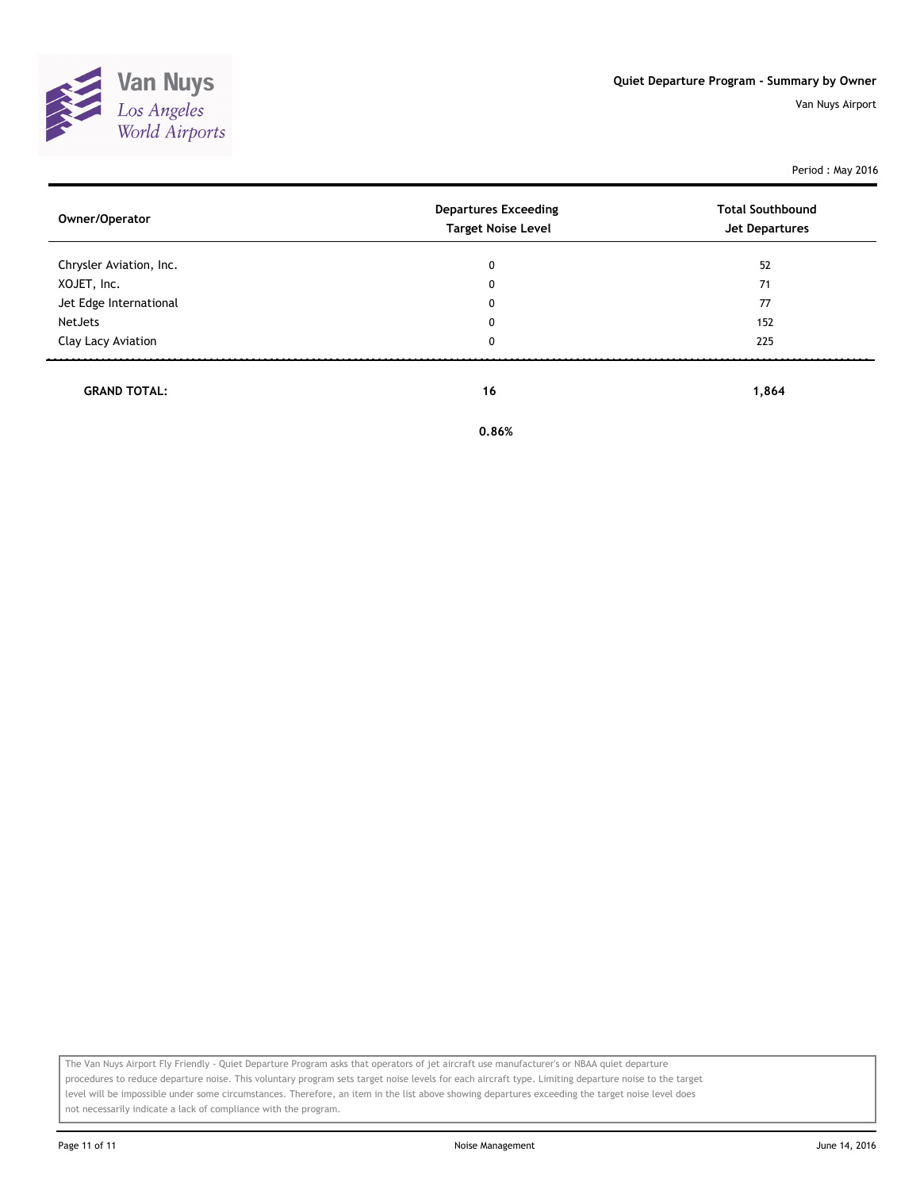## Quiet Departure Program - Summary by Owner

Van Nuys Airport

Period : May 2016

| Owner/Operator | Departures Exceeding Target Noise Level | Total Southbound Jet Departures |
|---|---|---|
| Chrysler Aviation, Inc. | 0 | 52 |
| XOJET, Inc. | 0 | 71 |
| Jet Edge International | 0 | 77 |
| NetJets | 0 | 152 |
| Clay Lacy Aviation | 0 | 225 |
| **GRAND TOTAL:** | **16** | **1,864** |
| | **0.86%** | |

The Van Nuys Airport Fly Friendly - Quiet Departure Program asks that operators of jet aircraft use manufacturer's or NBAA quiet departure procedures to reduce departure noise. This voluntary program sets target noise levels for each aircraft type. Limiting departure noise to the target level will be impossible under some circumstances. Therefore, an item in the list above showing departures exceeding the target noise level does not necessarily indicate a lack of compliance with the program.